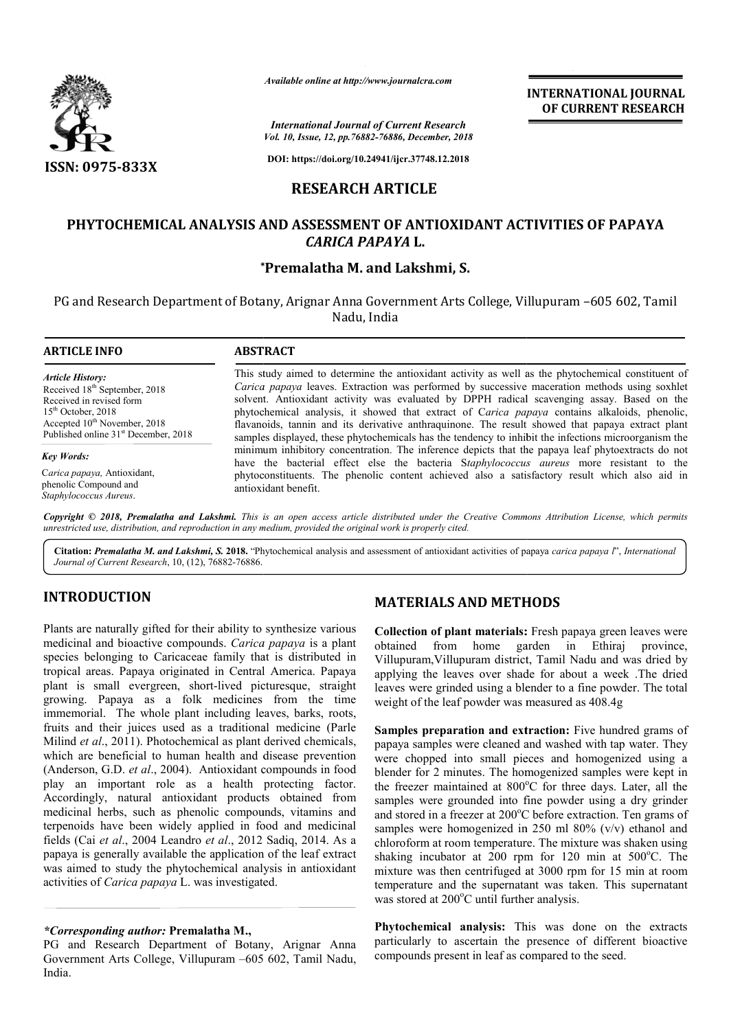**RESEARCH ARTICLE**

# PHYTOCHEMICAL ANALYSIS AND ASSESSMENT OF ANTIOXIDANT ACTIVITIES OF PAPAYA *CARICA PAPAYA* L.

**\*Premalatha M. and Lakshmi, S.**

PG and Research Department of Botany, Arignar Anna Government Arts College, Villupuram –605 602, Tamil Nadu, India

## ARTICLE INFO

*Article History:*
Received 18th September, 2018
Received in revised form
15th October, 2018
Accepted 10th November, 2018
Published online 31st December, 2018

*Key Words:*
Carica papaya, Antioxidant, phenolic Compound and *Staphylococcus Aureus*.

## ABSTRACT

This study aimed to determine the antioxidant activity as well as the phytochemical constituent of *Carica papaya* leaves. Extraction was performed by successive maceration methods using soxhlet solvent. Antioxidant activity was evaluated by DPPH radical scavenging assay. Based on the phytochemical analysis, it showed that extract of C*arica papaya* contains alkaloids, phenolic, flavanoids, tannin and its derivative anthraquinone. The result showed that papaya extract plant samples displayed, these phytochemicals has the tendency to inhibit the infections microorganism the minimum inhibitory concentration. The inference depicts that the papaya leaf phytoextracts do not have the bacterial effect else the bacteria S*taphylococcus aureus* more resistant to the phytoconstituents. The phenolic content achieved also a satisfactory result which also aid in antioxidant benefit.

*Copyright © 2018, Premalatha and Lakshmi. This is an open access article distributed under the Creative Commons Attribution License, which permits unrestricted use, distribution, and reproduction in any medium, provided the original work is properly cited.*

**Citation:** *Premalatha M. and Lakshmi, S.* **2018.** "Phytochemical analysis and assessment of antioxidant activities of papaya *carica papaya l*", *International Journal of Current Research*, 10, (12), 76882-76886.

## INTRODUCTION

Plants are naturally gifted for their ability to synthesize various medicinal and bioactive compounds. *Carica papaya* is a plant species belonging to Caricaceae family that is distributed in tropical areas. Papaya originated in Central America. Papaya plant is small evergreen, short-lived picturesque, straight growing. Papaya as a folk medicines from the time immemorial. The whole plant including leaves, barks, roots, fruits and their juices used as a traditional medicine (Parle Milind *et al*., 2011). Photochemical as plant derived chemicals, which are beneficial to human health and disease prevention (Anderson, G.D. *et al*., 2004). Antioxidant compounds in food play an important role as a health protecting factor. Accordingly, natural antioxidant products obtained from medicinal herbs, such as phenolic compounds, vitamins and terpenoids have been widely applied in food and medicinal fields (Cai *et al*., 2004 Leandro *et al*., 2012 Sadiq, 2014. As a papaya is generally available the application of the leaf extract was aimed to study the phytochemical analysis in antioxidant activities of *Carica papaya* L. was investigated.

*\*Corresponding author:* **Premalatha M.,**
PG and Research Department of Botany, Arignar Anna Government Arts College, Villupuram –605 602, Tamil Nadu, India.

## MATERIALS AND METHODS

**Collection of plant materials:** Fresh papaya green leaves were obtained from home garden in Ethiraj province, Villupuram,Villupuram district, Tamil Nadu and was dried by applying the leaves over shade for about a week .The dried leaves were grinded using a blender to a fine powder. The total weight of the leaf powder was measured as 408.4g

**Samples preparation and extraction:** Five hundred grams of papaya samples were cleaned and washed with tap water. They were chopped into small pieces and homogenized using a blender for 2 minutes. The homogenized samples were kept in the freezer maintained at 800°C for three days. Later, all the samples were grounded into fine powder using a dry grinder and stored in a freezer at 200°C before extraction. Ten grams of samples were homogenized in 250 ml 80% (v/v) ethanol and chloroform at room temperature. The mixture was shaken using shaking incubator at 200 rpm for 120 min at 500°C. The mixture was then centrifuged at 3000 rpm for 15 min at room temperature and the supernatant was taken. This supernatant was stored at 200°C until further analysis.

**Phytochemical analysis:** This was done on the extracts particularly to ascertain the presence of different bioactive compounds present in leaf as compared to the seed.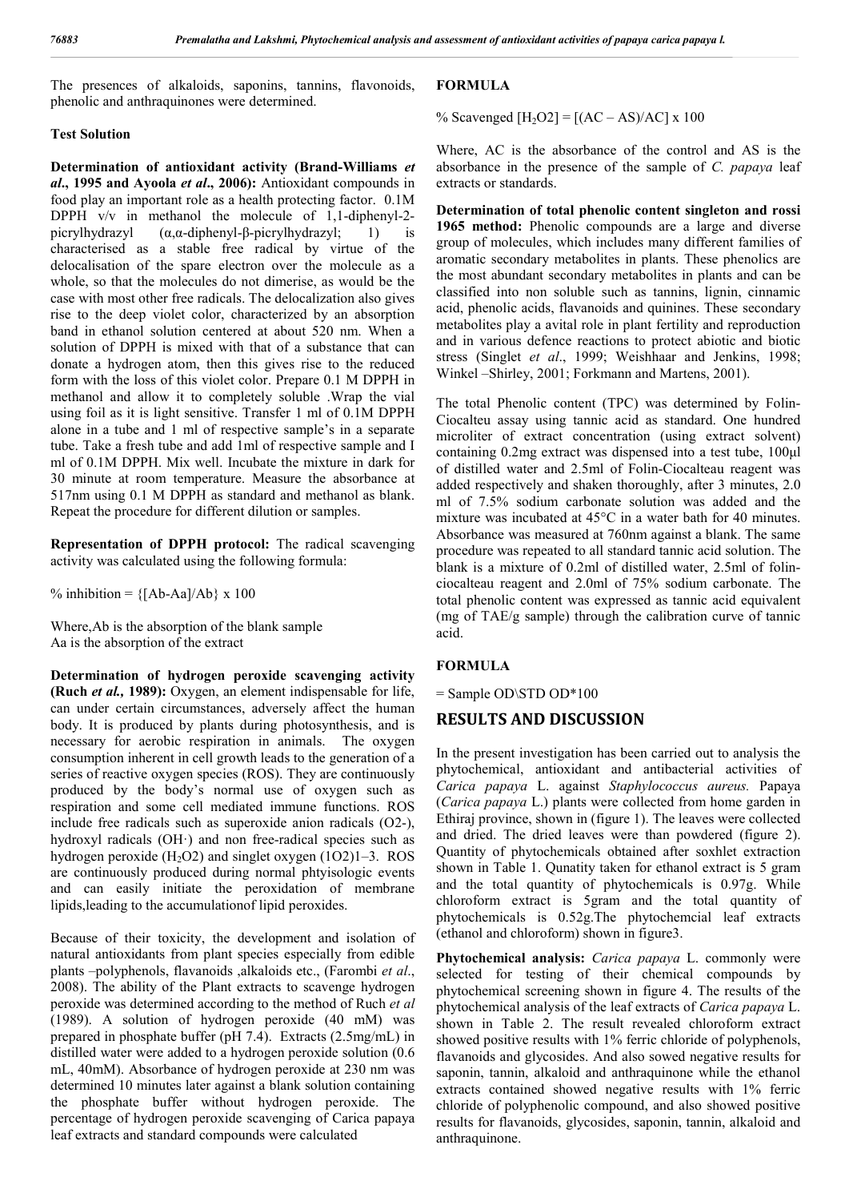The presences of alkaloids, saponins, tannins, flavonoids, phenolic and anthraquinones were determined.

**Test Solution**

**Determination of antioxidant activity (Brand-Williams *et al*., 1995 and Ayoola *et al*., 2006):** Antioxidant compounds in food play an important role as a health protecting factor. 0.1M DPPH v/v in methanol the molecule of 1,1-diphenyl-2-picrylhydrazyl (α,α-diphenyl-β-picrylhydrazyl; 1) is characterised as a stable free radical by virtue of the delocalisation of the spare electron over the molecule as a whole, so that the molecules do not dimerise, as would be the case with most other free radicals. The delocalization also gives rise to the deep violet color, characterized by an absorption band in ethanol solution centered at about 520 nm. When a solution of DPPH is mixed with that of a substance that can donate a hydrogen atom, then this gives rise to the reduced form with the loss of this violet color. Prepare 0.1 M DPPH in methanol and allow it to completely soluble .Wrap the vial using foil as it is light sensitive. Transfer 1 ml of 0.1M DPPH alone in a tube and 1 ml of respective sample's in a separate tube. Take a fresh tube and add 1ml of respective sample and I ml of 0.1M DPPH. Mix well. Incubate the mixture in dark for 30 minute at room temperature. Measure the absorbance at 517nm using 0.1 M DPPH as standard and methanol as blank. Repeat the procedure for different dilution or samples.

**Representation of DPPH protocol:** The radical scavenging activity was calculated using the following formula:

$$\% \text{ inhibition} = \{[Ab-Aa]/Ab\} \times 100$$

Where,Ab is the absorption of the blank sample
Aa is the absorption of the extract

**Determination of hydrogen peroxide scavenging activity (Ruch *et al.,* 1989):** Oxygen, an element indispensable for life, can under certain circumstances, adversely affect the human body. It is produced by plants during photosynthesis, and is necessary for aerobic respiration in animals. The oxygen consumption inherent in cell growth leads to the generation of a series of reactive oxygen species (ROS). They are continuously produced by the body's normal use of oxygen such as respiration and some cell mediated immune functions. ROS include free radicals such as superoxide anion radicals (O2-), hydroxyl radicals (OH·) and non free-radical species such as hydrogen peroxide ($H_2O2$) and singlet oxygen (1O2)1–3. ROS are continuously produced during normal phtyisologic events and can easily initiate the peroxidation of membrane lipids,leading to the accumulationof lipid peroxides.

Because of their toxicity, the development and isolation of natural antioxidants from plant species especially from edible plants –polyphenols, flavanoids ,alkaloids etc., (Farombi *et al*., 2008). The ability of the Plant extracts to scavenge hydrogen peroxide was determined according to the method of Ruch *et al* (1989). A solution of hydrogen peroxide (40 mM) was prepared in phosphate buffer (pH 7.4). Extracts (2.5mg/mL) in distilled water were added to a hydrogen peroxide solution (0.6 mL, 40mM). Absorbance of hydrogen peroxide at 230 nm was determined 10 minutes later against a blank solution containing the phosphate buffer without hydrogen peroxide. The percentage of hydrogen peroxide scavenging of Carica papaya leaf extracts and standard compounds were calculated

**FORMULA**

$$\% \text{ Scavenged } [H_2O2] = [(AC - AS)/AC] \times 100$$

Where, AC is the absorbance of the control and AS is the absorbance in the presence of the sample of *C. papaya* leaf extracts or standards.

**Determination of total phenolic content singleton and rossi 1965 method:** Phenolic compounds are a large and diverse group of molecules, which includes many different families of aromatic secondary metabolites in plants. These phenolics are the most abundant secondary metabolites in plants and can be classified into non soluble such as tannins, lignin, cinnamic acid, phenolic acids, flavanoids and quinines. These secondary metabolites play a avital role in plant fertility and reproduction and in various defence reactions to protect abiotic and biotic stress (Singlet *et al*., 1999; Weishhaar and Jenkins, 1998; Winkel –Shirley, 2001; Forkmann and Martens, 2001).

The total Phenolic content (TPC) was determined by Folin-Ciocalteu assay using tannic acid as standard. One hundred microliter of extract concentration (using extract solvent) containing 0.2mg extract was dispensed into a test tube, 100μl of distilled water and 2.5ml of Folin-Ciocalteau reagent was added respectively and shaken thoroughly, after 3 minutes, 2.0 ml of 7.5% sodium carbonate solution was added and the mixture was incubated at 45°C in a water bath for 40 minutes. Absorbance was measured at 760nm against a blank. The same procedure was repeated to all standard tannic acid solution. The blank is a mixture of 0.2ml of distilled water, 2.5ml of folin-ciocalteau reagent and 2.0ml of 75% sodium carbonate. The total phenolic content was expressed as tannic acid equivalent (mg of TAE/g sample) through the calibration curve of tannic acid.

**FORMULA**

= Sample OD\STD OD*100

## RESULTS AND DISCUSSION

In the present investigation has been carried out to analysis the phytochemical, antioxidant and antibacterial activities of *Carica papaya* L. against *Staphylococcus aureus.* Papaya (*Carica papaya* L.) plants were collected from home garden in Ethiraj province, shown in (figure 1). The leaves were collected and dried. The dried leaves were than powdered (figure 2). Quantity of phytochemicals obtained after soxhlet extraction shown in Table 1. Qunatity taken for ethanol extract is 5 gram and the total quantity of phytochemicals is 0.97g. While chloroform extract is 5gram and the total quantity of phytochemicals is 0.52g.The phytochemcial leaf extracts (ethanol and chloroform) shown in figure3.

**Phytochemical analysis:** *Carica papaya* L. commonly were selected for testing of their chemical compounds by phytochemical screening shown in figure 4. The results of the phytochemical analysis of the leaf extracts of *Carica papaya* L. shown in Table 2. The result revealed chloroform extract showed positive results with 1% ferric chloride of polyphenols, flavanoids and glycosides. And also sowed negative results for saponin, tannin, alkaloid and anthraquinone while the ethanol extracts contained showed negative results with 1% ferric chloride of polyphenolic compound, and also showed positive results for flavanoids, glycosides, saponin, tannin, alkaloid and anthraquinone.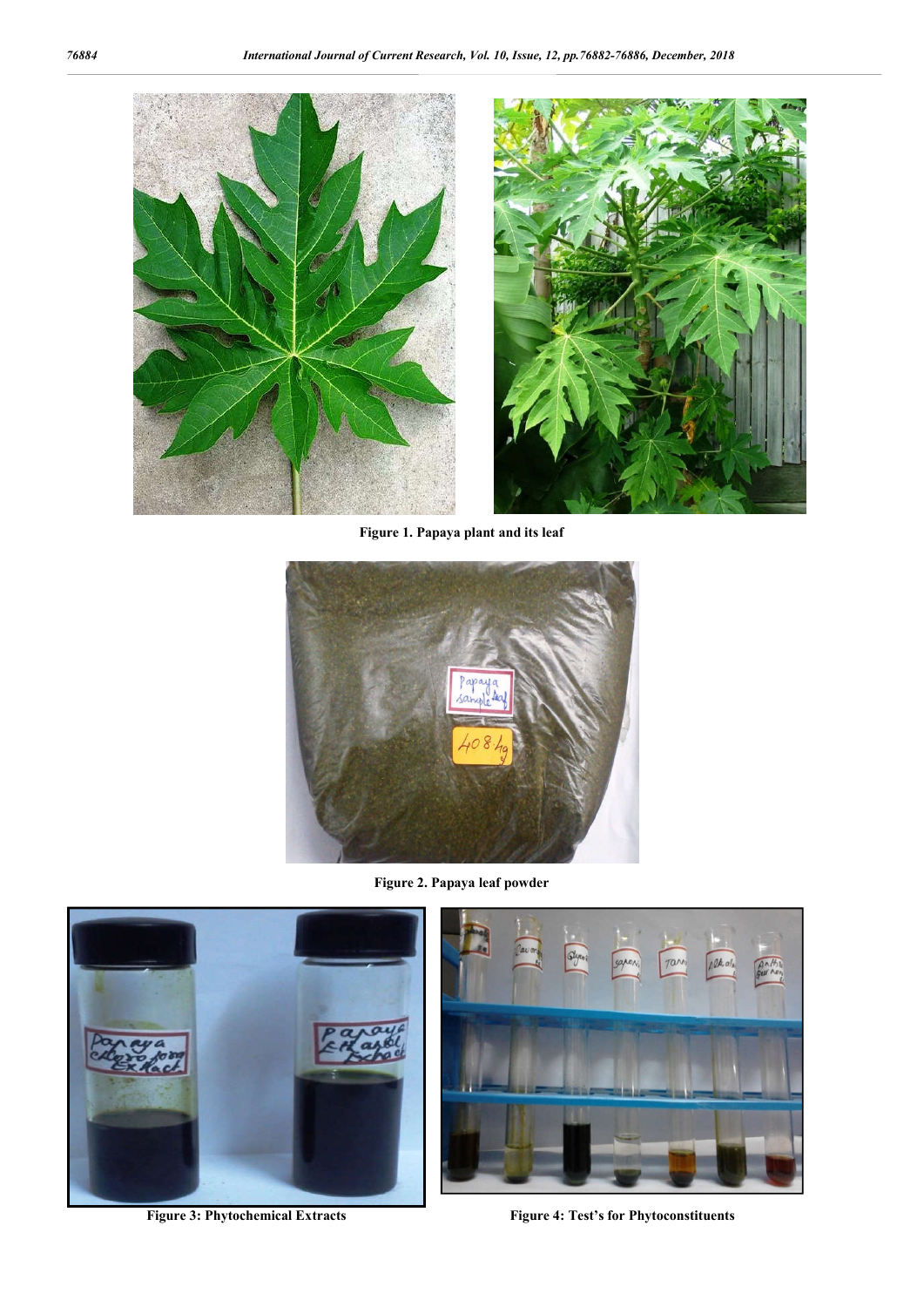Figure 1. Papaya plant and its leaf

Figure 2. Papaya leaf powder

Figure 3: Phytochemical Extracts

Figure 4: Test's for Phytoconstituents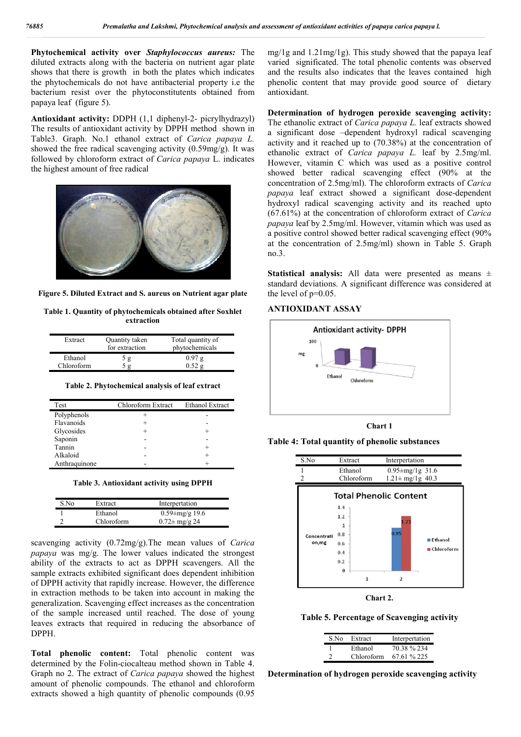**Phytochemical activity over *Staphylococcus aureus:*** The diluted extracts along with the bacteria on nutrient agar plate shows that there is growth in both the plates which indicates the phytochemicals do not have antibacterial property i.e the bacterium resist over the phytoconstitutents obtained from papaya leaf (figure 5).

**Antioxidant activity:** DDPH (1,1 diphenyl-2- picrylhydrazyl) The results of antioxidant activity by DPPH method shown in Table3. Graph. No.1 ethanol extract of *Carica papaya L.* showed the free radical scavenging activity (0.59mg/g). It was followed by chloroform extract of *Carica papaya* L. indicates the highest amount of free radical

**Figure 5. Diluted Extract and S. aureus on Nutrient agar plate**

**Table 1. Quantity of phytochemicals obtained after Soxhlet extraction**

| Extract | Quantity taken for extraction | Total quantity of phytochemicals |
|---|---|---|
| Ethanol | 5 g | 0.97 g |
| Chloroform | 5 g | 0.52 g |

**Table 2. Phytochemical analysis of leaf extract**

| Test | Chloroform Extract | Ethanol Extract |
|---|---|---|
| Polyphenols | + | - |
| Flavanoids | + | - |
| Glycosides | + | + |
| Saponin | - | - |
| Tannin | - | + |
| Alkaloid | - | + |
| Anthraquinone | - | + |

**Table 3. Antioxidant activity using DPPH**

| S.No | Extract | Interpertation |
|---|---|---|
| 1 | Ethanol | 0.59±mg/g 19.6 |
| 2 | Chloroform | 0.72± mg/g 24 |

scavenging activity (0.72mg/g).The mean values of *Carica papaya* was mg/g. The lower values indicated the strongest ability of the extracts to act as DPPH scavengers. All the sample extracts exhibited significant does dependent inhibition of DPPH activity that rapidly increase. However, the difference in extraction methods to be taken into account in making the generalization. Scavenging effect increases as the concentration of the sample increased until reached. The dose of young leaves extracts that required in reducing the absorbance of DPPH.

**Total phenolic content:** Total phenolic content was determined by the Folin-ciocalteau method shown in Table 4. Graph no 2. The extract of *Carica papaya* showed the highest amount of phenolic compounds. The ethanol and chloroform extracts showed a high quantity of phenolic compounds (0.95 mg/1g and 1.21mg/1g). This study showed that the papaya leaf varied significated. The total phenolic contents was observed and the results also indicates that the leaves contained high phenolic content that may provide good source of dietary antioxidant.

**Determination of hydrogen peroxide scavenging activity:** The ethanolic extract of *Carica papaya L.* leaf extracts showed a significant dose –dependent hydroxyl radical scavenging activity and it reached up to (70.38%) at the concentration of ethanolic extract of *Carica papaya L.* leaf by 2.5mg/ml. However, vitamin C which was used as a positive control showed better radical scavenging effect (90% at the concentration of 2.5mg/ml). The chloroform extracts of *Carica papaya* leaf extract showed a significant dose-dependent hydroxyl radical scavenging activity and its reached upto (67.61%) at the concentration of chloroform extract of *Carica papaya* leaf by 2.5mg/ml. However, vitamin which was used as a positive control showed better radical scavenging effect (90% at the concentration of 2.5mg/ml) shown in Table 5. Graph no.3.

**Statistical analysis:** All data were presented as means ± standard deviations. A significant difference was considered at the level of p=0.05.

## ANTIOXIDANT ASSAY

Antioxidant activity- DPPH

**Chart 1**

**Table 4: Total quantity of phenolic substances**

| S.No | Extract | Interpertation |
|---|---|---|
| 1 | Ethanol | 0.95±mg/1g 31.6 |
| 2 | Chloroform | 1.21± mg/1g 40.3 |

Total Phenolic Content

**Chart 2.**

**Table 5. Percentage of Scavenging activity**

| S.No | Extract | Interpertation |
|---|---|---|
| 1 | Ethanol | 70.38 % 234 |
| 2 | Chloroform | 67.61 % 225 |

**Determination of hydrogen peroxide scavenging activity**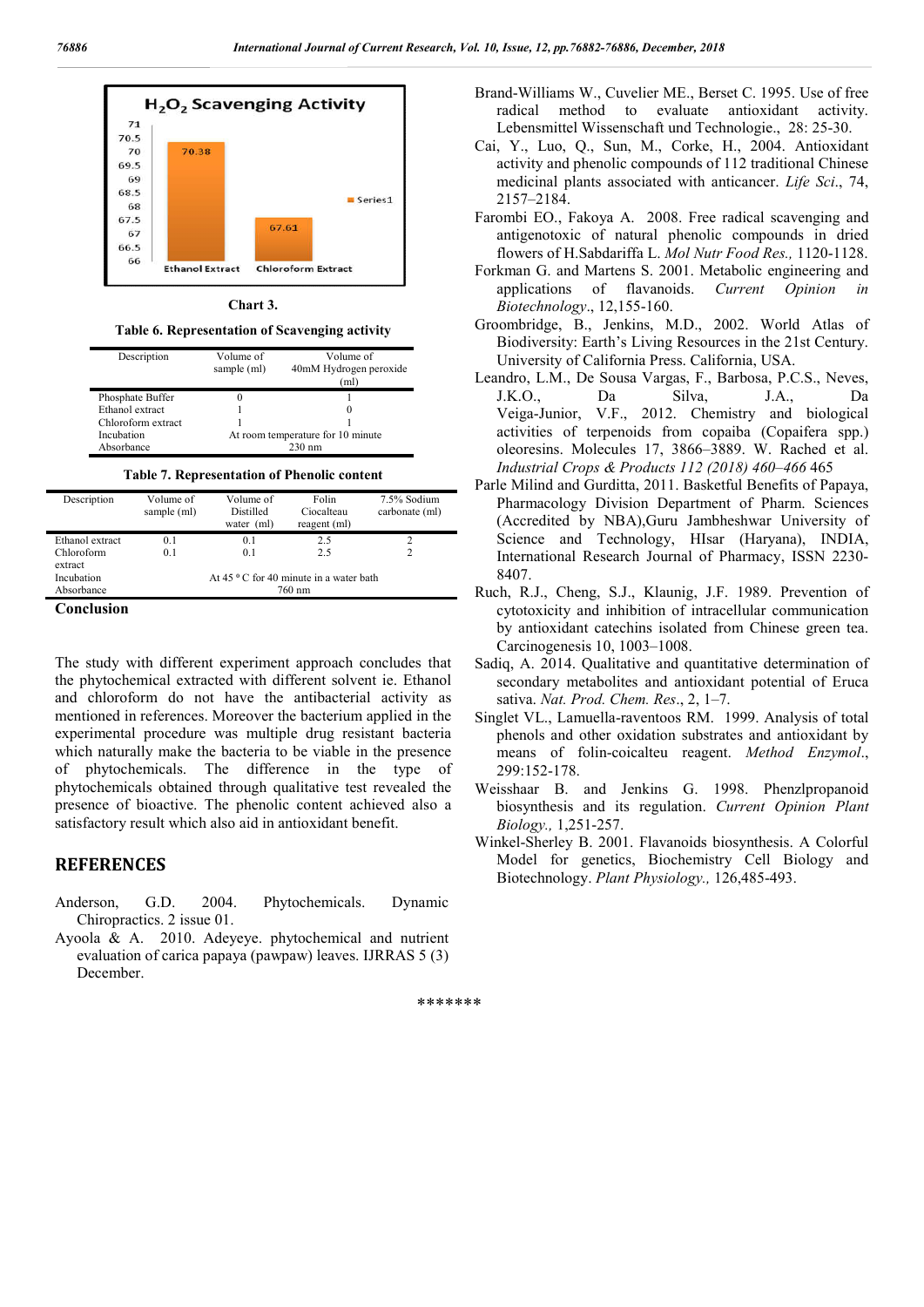$H_2O_2$ Scavenging Activity

71
70.5
70
69.5
69
68.5
68
67.5
67
66.5
66

70.38

67.61

Series1

Ethanol Extract
Chloroform Extract

**Chart 3.**

**Table 6. Representation of Scavenging activity**

| Description | Volume of sample (ml) | Volume of 40mM Hydrogen peroxide (ml) |
|---|---|---|
| Phosphate Buffer | 0 | 1 |
| Ethanol extract | 1 | 0 |
| Chloroform extract | 1 | 1 |
| Incubation | At room temperature for 10 minute | |
| Absorbance | 230 nm | |

**Table 7. Representation of Phenolic content**

| Description | Volume of sample (ml) | Volume of Distilled water (ml) | Folin Ciocalteau reagent (ml) | 7.5% Sodium carbonate (ml) |
|---|---|---|---|---|
| Ethanol extract | 0.1 | 0.1 | 2.5 | 2 |
| Chloroform extract | 0.1 | 0.1 | 2.5 | 2 |
| Incubation | At 45 ° C for 40 minute in a water bath | | | |
| Absorbance | 760 nm | | | |

## Conclusion

The study with different experiment approach concludes that the phytochemical extracted with different solvent ie. Ethanol and chloroform do not have the antibacterial activity as mentioned in references. Moreover the bacterium applied in the experimental procedure was multiple drug resistant bacteria which naturally make the bacteria to be viable in the presence of phytochemicals. The difference in the type of phytochemicals obtained through qualitative test revealed the presence of bioactive. The phenolic content achieved also a satisfactory result which also aid in antioxidant benefit.

## REFERENCES

Anderson, G.D. 2004. Phytochemicals. Dynamic Chiropractics. 2 issue 01.

Ayoola & A. 2010. Adeyeye. phytochemical and nutrient evaluation of carica papaya (pawpaw) leaves. IJRRAS 5 (3) December.

Brand-Williams W., Cuvelier ME., Berset C. 1995. Use of free radical method to evaluate antioxidant activity. Lebensmittel Wissenschaft und Technologie., 28: 25-30.

Cai, Y., Luo, Q., Sun, M., Corke, H., 2004. Antioxidant activity and phenolic compounds of 112 traditional Chinese medicinal plants associated with anticancer. *Life Sci*., 74, 2157–2184.

Farombi EO., Fakoya A. 2008. Free radical scavenging and antigenotoxic of natural phenolic compounds in dried flowers of H.Sabdariffa L. *Mol Nutr Food Res.,* 1120-1128.

Forkman G. and Martens S. 2001. Metabolic engineering and applications of flavanoids. *Current Opinion in Biotechnology*., 12,155-160.

Groombridge, B., Jenkins, M.D., 2002. World Atlas of Biodiversity: Earth's Living Resources in the 21st Century. University of California Press. California, USA.

Leandro, L.M., De Sousa Vargas, F., Barbosa, P.C.S., Neves, J.K.O., Da Silva, J.A., Da Veiga-Junior, V.F., 2012. Chemistry and biological activities of terpenoids from copaiba (Copaifera spp.) oleoresins. Molecules 17, 3866–3889. W. Rached et al. *Industrial Crops & Products 112 (2018) 460–466* 465

Parle Milind and Gurditta, 2011. Basketful Benefits of Papaya, Pharmacology Division Department of Pharm. Sciences (Accredited by NBA),Guru Jambheshwar University of Science and Technology, HIsar (Haryana), INDIA, International Research Journal of Pharmacy, ISSN 2230-8407.

Ruch, R.J., Cheng, S.J., Klaunig, J.F. 1989. Prevention of cytotoxicity and inhibition of intracellular communication by antioxidant catechins isolated from Chinese green tea. Carcinogenesis 10, 1003–1008.

Sadiq, A. 2014. Qualitative and quantitative determination of secondary metabolites and antioxidant potential of Eruca sativa. *Nat. Prod. Chem. Res*., 2, 1–7.

Singlet VL., Lamuella-raventoos RM. 1999. Analysis of total phenols and other oxidation substrates and antioxidant by means of folin-coicalteu reagent. *Method Enzymol*., 299:152-178.

Weisshaar B. and Jenkins G. 1998. Phenzlpropanoid biosynthesis and its regulation. *Current Opinion Plant Biology.,* 1,251-257.

Winkel-Sherley B. 2001. Flavanoids biosynthesis. A Colorful Model for genetics, Biochemistry Cell Biology and Biotechnology. *Plant Physiology.,* 126,485-493.

\*\*\*\*\*\*\*